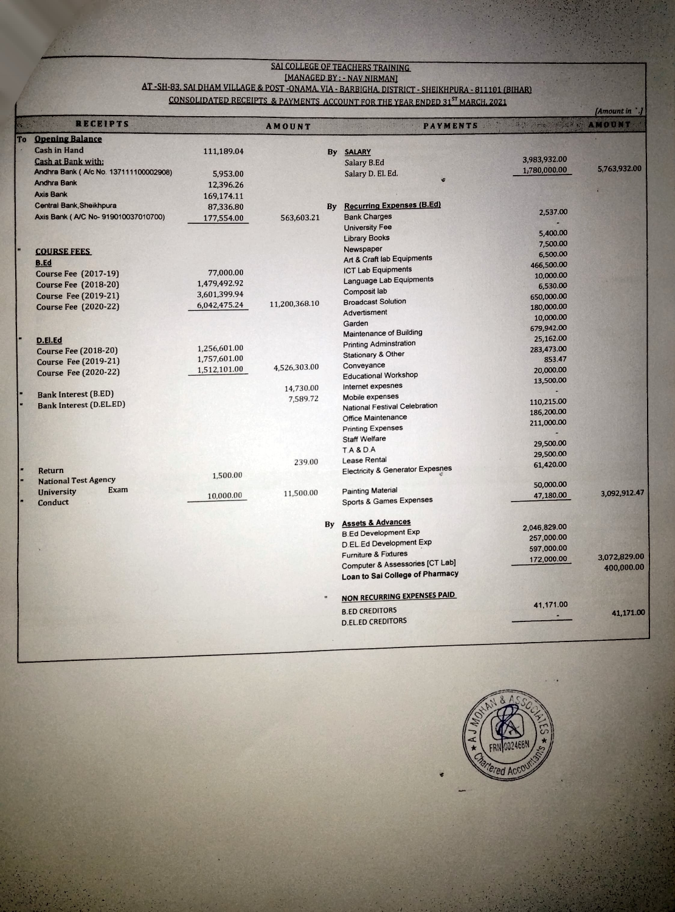# SAI COLLEGE OF TEACHERS TRAINING

**[MANAGED BY : - NAV NIRMAN]**

**AT -SH-83, SAI DHAM VILLAGE & POST -ONAMA, VIA - BARBIGHA, DISTRICT - SHEIKHPURA - 811101 (BIHAR)**

**CONSOLIDATED RECEIPTS & PAYMENTS ACCOUNT FOR THE YEAR ENDED 31ST MARCH, 2021**

(Amount in ` )

## Receipts

| | RECEIPTS | | AMOUNT |
|---|---|---|---|
| To | **Opening Balance** | | |
| | Cash in Hand | 111,189.04 | |
| | Cash at Bank with: | | |
| | Andhra Bank ( A/c No. 137111100002908) | 5,953.00 | |
| | Andhra Bank | 12,396.26 | |
| | Axis Bank | 169,174.11 | |
| | Central Bank,Sheikhpura | 87,336.80 | |
| | Axis Bank ( A/C No- 919010037010700) | 177,554.00 | 563,603.21 |
| " | **COURSE FEES** | | |
| | **B.Ed** | | |
| | Course Fee (2017-19) | 77,000.00 | |
| | Course Fee (2018-20) | 1,479,492.92 | |
| | Course Fee (2019-21) | 3,601,399.94 | |
| | Course Fee (2020-22) | 6,042,475.24 | 11,200,368.10 |
| " | **D.El.Ed** | | |
| | Course Fee (2018-20) | 1,256,601.00 | |
| | Course Fee (2019-21) | 1,757,601.00 | |
| | Course Fee (2020-22) | 1,512,101.00 | 4,526,303.00 |
| " | Bank Interest (B.ED) | | 14,730.00 |
| " | Bank Interest (D.EL.ED) | | 7,589.72 |
| " | Return | | 239.00 |
| " | National Test Agency | 1,500.00 | |
| " | University Exam Conduct | 10,000.00 | 11,500.00 |

## Payments

| | PAYMENTS | | AMOUNT |
|---|---|---|---|
| By | **SALARY** | | |
| | Salary B.Ed | 3,983,932.00 | |
| | Salary D. El. Ed. | 1,780,000.00 | 5,763,932.00 |
| By | **Recurring Expenses (B.Ed)** | | |
| | Bank Charges | 2,537.00 | |
| | University Fee | - | |
| | Library Books | 5,400.00 | |
| | Newspaper | 7,500.00 | |
| | Art & Craft lab Equipments | 6,500.00 | |
| | ICT Lab Equipments | 466,500.00 | |
| | Language Lab Equipments | 10,000.00 | |
| | Composit lab | 6,530.00 | |
| | Broadcast Solution | 650,000.00 | |
| | Advertisment | 180,000.00 | |
| | Garden | 10,000.00 | |
| | Maintenance of Building | 679,942.00 | |
| | Printing Adminstration | 25,162.00 | |
| | Stationary & Other | 283,473.00 | |
| | Conveyance | 853.47 | |
| | Educational Workshop | 20,000.00 | |
| | Internet expesnes | 13,500.00 | |
| | Mobile expenses | - | |
| | National Festival Celebration | 110,215.00 | |
| | Office Maintenance | 186,200.00 | |
| | Printing Expenses | 211,000.00 | |
| | Staff Welfare | - | |
| | T A & D A | 29,500.00 | |
| | Lease Rental | 29,500.00 | |
| | Electricity & Generator Expesnes | 61,420.00 | |
| | Painting Material | 50,000.00 | |
| | Sports & Games Expenses | 47,180.00 | 3,092,912.47 |
| By | **Assets & Advances** | | |
| | B.Ed Development Exp | 2,046,829.00 | |
| | D.EL.Ed Development Exp | 257,000.00 | |
| | Furniture & Fixtures | 597,000.00 | |
| | Computer & Assessories [CT Lab] | 172,000.00 | 3,072,829.00 |
| | **Loan to Sai College of Pharmacy** | | 400,000.00 |
| " | **NON RECURRING EXPENSES PAID** | | |
| | B.ED CREDITORS | 41,171.00 | |
| | D.EL.ED CREDITORS | - | 41,171.00 |

A J MOHAN & ASSOCIATES
FRN 002468N
Chartered Accountants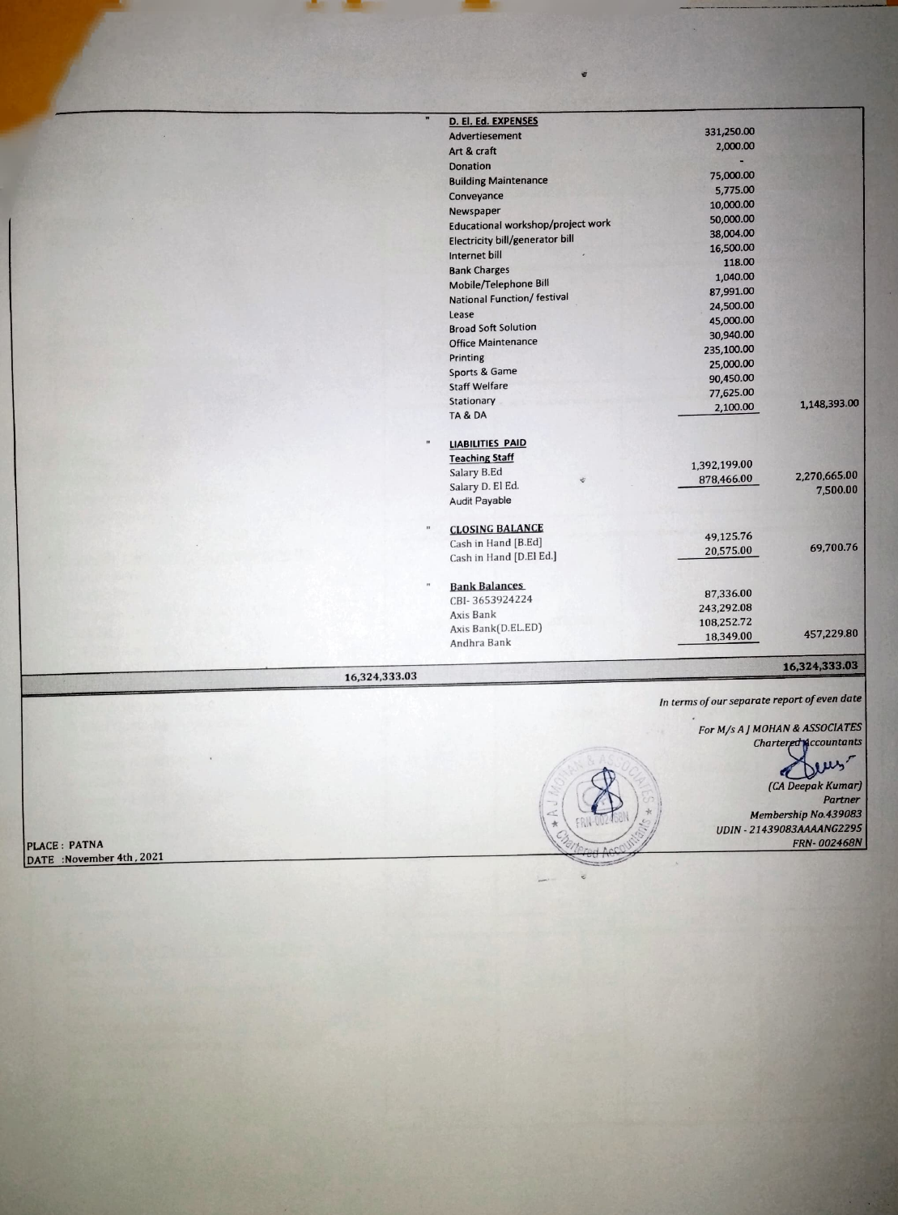| | | | | |
|---|---|---|---|---|
| | " | **D. El. Ed. EXPENSES** | | |
| | | Advertiesement | 331,250.00 | |
| | | Art & craft | 2,000.00 | |
| | | Donation | - | |
| | | Building Maintenance | 75,000.00 | |
| | | Conveyance | 5,775.00 | |
| | | Newspaper | 10,000.00 | |
| | | Educational workshop/project work | 50,000.00 | |
| | | Electricity bill/generator bill | 38,004.00 | |
| | | Internet bill | 16,500.00 | |
| | | Bank Charges | 118.00 | |
| | | Mobile/Telephone Bill | 1,040.00 | |
| | | National Function/ festival | 87,991.00 | |
| | | Lease | 24,500.00 | |
| | | Broad Soft Solution | 45,000.00 | |
| | | Office Maintenance | 30,940.00 | |
| | | Printing | 235,100.00 | |
| | | Sports & Game | 25,000.00 | |
| | | Staff Welfare | 90,450.00 | |
| | | Stationary | 77,625.00 | |
| | | TA & DA | 2,100.00 | 1,148,393.00 |
| | " | **LIABILITIES PAID** | | |
| | | **Teaching Staff** | | |
| | | Salary B.Ed | 1,392,199.00 | |
| | | Salary D. El Ed. | 878,466.00 | 2,270,665.00 |
| | | Audit Payable | | 7,500.00 |
| | " | **CLOSING BALANCE** | | |
| | | Cash in Hand [B.Ed] | 49,125.76 | |
| | | Cash in Hand [D.El Ed.] | 20,575.00 | 69,700.76 |
| | " | **Bank Balances** | | |
| | | CBI- 3653924224 | 87,336.00 | |
| | | Axis Bank | 243,292.08 | |
| | | Axis Bank(D.EL.ED) | 108,252.72 | |
| | | Andhra Bank | 18,349.00 | 457,229.80 |
| **16,324,333.03** | | | | **16,324,333.03** |

*In terms of our separate report of even date*

*For M/s A J MOHAN & ASSOCIATES*
*Chartered Accountants*

*(CA Deepak Kumar)*
*Partner*
*Membership No.439083*
*UDIN - 21439083AAAANG2295*
*FRN- 002468N*

PLACE : PATNA
DATE : November 4th, 2021